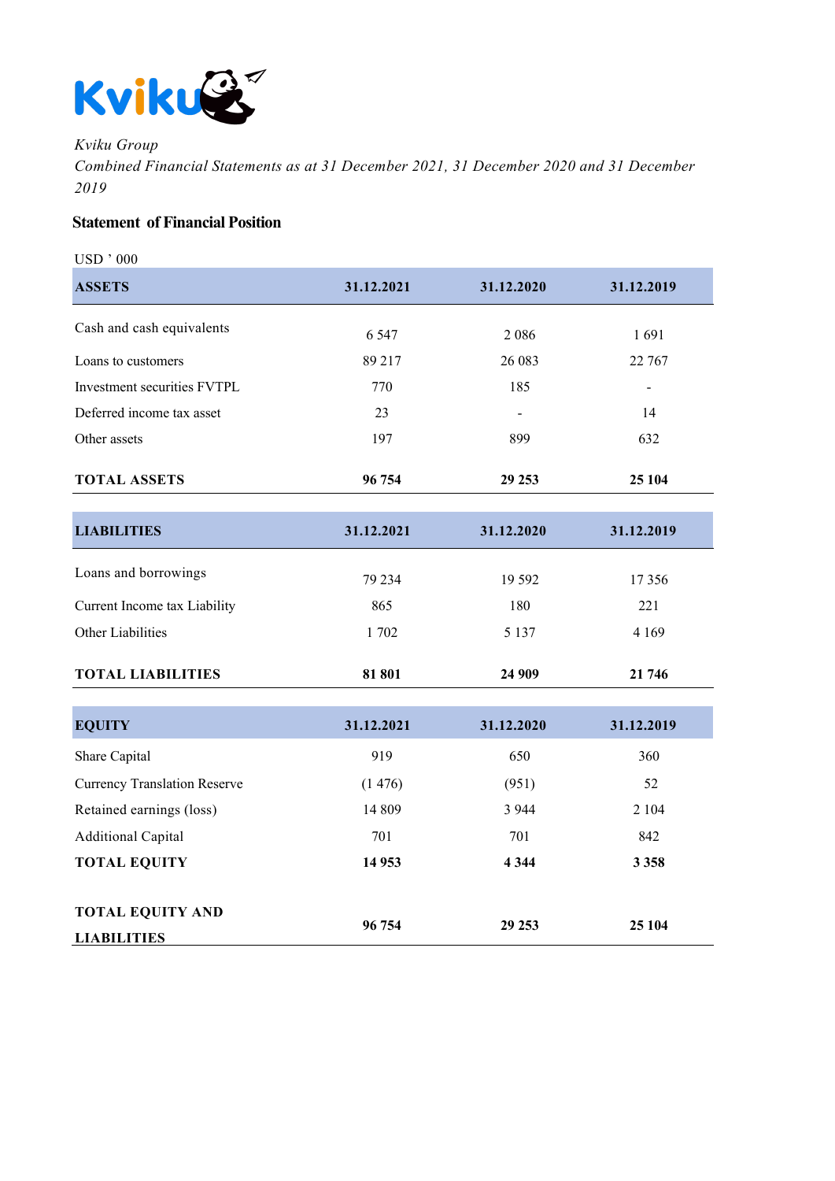*Kviku Group*

*Combined Financial Statements as at 31 December 2021, 31 December 2020 and 31 December 2019*

## Statement of Financial Position

USD ' 000

| ASSETS | 31.12.2021 | 31.12.2020 | 31.12.2019 |
|---|---|---|---|
| Cash and cash equivalents | 6 547 | 2 086 | 1 691 |
| Loans to customers | 89 217 | 26 083 | 22 767 |
| Investment securities FVTPL | 770 | 185 | - |
| Deferred income tax asset | 23 | - | 14 |
| Other assets | 197 | 899 | 632 |
| **TOTAL ASSETS** | **96 754** | **29 253** | **25 104** |

| LIABILITIES | 31.12.2021 | 31.12.2020 | 31.12.2019 |
|---|---|---|---|
| Loans and borrowings | 79 234 | 19 592 | 17 356 |
| Current Income tax Liability | 865 | 180 | 221 |
| Other Liabilities | 1 702 | 5 137 | 4 169 |
| **TOTAL LIABILITIES** | **81 801** | **24 909** | **21 746** |

| EQUITY | 31.12.2021 | 31.12.2020 | 31.12.2019 |
|---|---|---|---|
| Share Capital | 919 | 650 | 360 |
| Currency Translation Reserve | (1 476) | (951) | 52 |
| Retained earnings (loss) | 14 809 | 3 944 | 2 104 |
| Additional Capital | 701 | 701 | 842 |
| **TOTAL EQUITY** | **14 953** | **4 344** | **3 358** |
| **TOTAL EQUITY AND LIABILITIES** | **96 754** | **29 253** | **25 104** |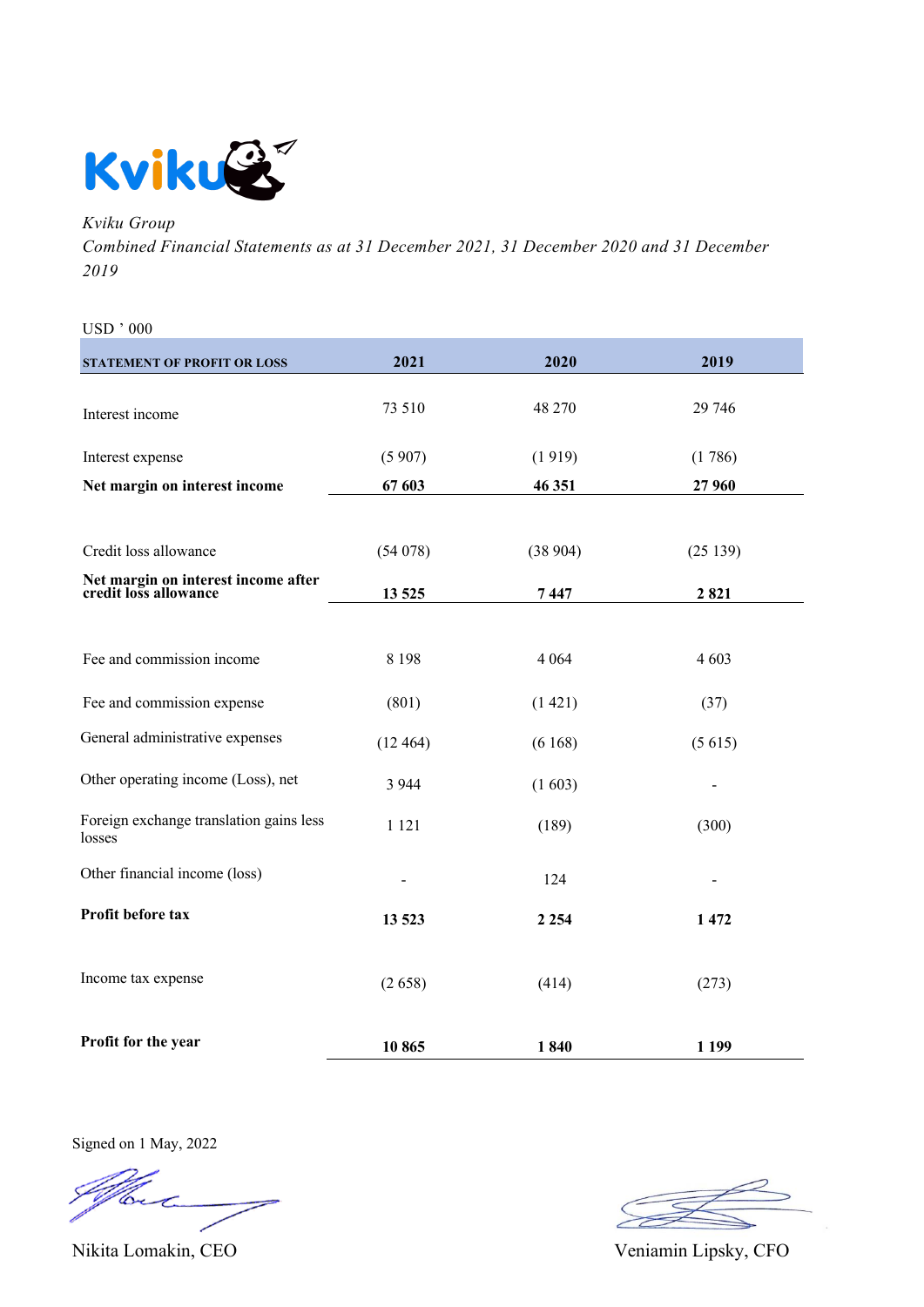Kviku

*Kviku Group*
*Combined Financial Statements as at 31 December 2021, 31 December 2020 and 31 December 2019*

USD ' 000

| STATEMENT OF PROFIT OR LOSS | 2021 | 2020 | 2019 |
|---|---|---|---|
| Interest income | 73 510 | 48 270 | 29 746 |
| Interest expense | (5 907) | (1 919) | (1 786) |
| **Net margin on interest income** | **67 603** | **46 351** | **27 960** |
| Credit loss allowance | (54 078) | (38 904) | (25 139) |
| **Net margin on interest income after credit loss allowance** | **13 525** | **7 447** | **2 821** |
| Fee and commission income | 8 198 | 4 064 | 4 603 |
| Fee and commission expense | (801) | (1 421) | (37) |
| General administrative expenses | (12 464) | (6 168) | (5 615) |
| Other operating income (Loss), net | 3 944 | (1 603) | - |
| Foreign exchange translation gains less losses | 1 121 | (189) | (300) |
| Other financial income (loss) | - | 124 | - |
| **Profit before tax** | **13 523** | **2 254** | **1 472** |
| Income tax expense | (2 658) | (414) | (273) |
| **Profit for the year** | **10 865** | **1 840** | **1 199** |

Signed on 1 May, 2022

Nikita Lomakin, CEO

Veniamin Lipsky, CFO